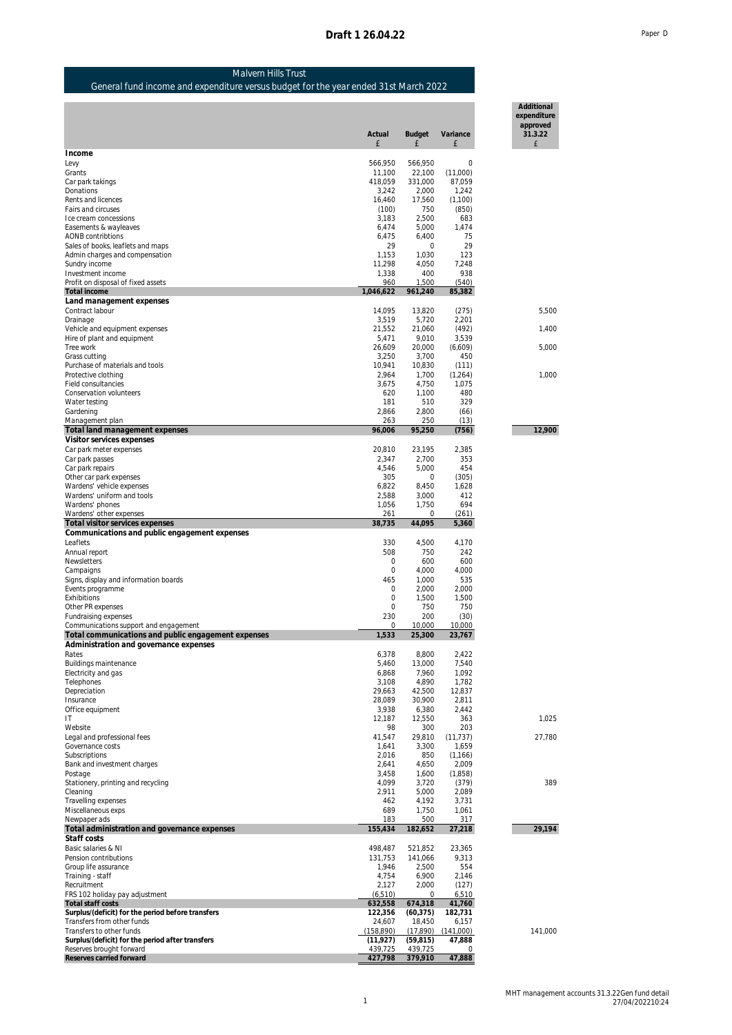**Draft 1 26.04.22**

Paper D

## Malvern Hills Trust

### General fund income and expenditure versus budget for the year ended 31st March 2022

| | Actual £ | Budget £ | Variance £ | Additional expenditure approved 31.3.22 £ |
|---|---|---|---|---|
| **Income** | | | | |
| Levy | 566,950 | 566,950 | 0 | |
| Grants | 11,100 | 22,100 | (11,000) | |
| Car park takings | 418,059 | 331,000 | 87,059 | |
| Donations | 3,242 | 2,000 | 1,242 | |
| Rents and licences | 16,460 | 17,560 | (1,100) | |
| Fairs and circuses | (100) | 750 | (850) | |
| Ice cream concessions | 3,183 | 2,500 | 683 | |
| Easements & wayleaves | 6,474 | 5,000 | 1,474 | |
| AONB contribtions | 6,475 | 6,400 | 75 | |
| Sales of books, leaflets and maps | 29 | 0 | 29 | |
| Admin charges and compensation | 1,153 | 1,030 | 123 | |
| Sundry income | 11,298 | 4,050 | 7,248 | |
| Investment income | 1,338 | 400 | 938 | |
| Profit on disposal of fixed assets | 960 | 1,500 | (540) | |
| **Total income** | **1,046,622** | **961,240** | **85,382** | |
| **Land management expenses** | | | | |
| Contract labour | 14,095 | 13,820 | (275) | 5,500 |
| Drainage | 3,519 | 5,720 | 2,201 | |
| Vehicle and equipment expenses | 21,552 | 21,060 | (492) | 1,400 |
| Hire of plant and equipment | 5,471 | 9,010 | 3,539 | |
| Tree work | 26,609 | 20,000 | (6,609) | 5,000 |
| Grass cutting | 3,250 | 3,700 | 450 | |
| Purchase of materials and tools | 10,941 | 10,830 | (111) | |
| Protective clothing | 2,964 | 1,700 | (1,264) | 1,000 |
| Field consultancies | 3,675 | 4,750 | 1,075 | |
| Conservation volunteers | 620 | 1,100 | 480 | |
| Water testing | 181 | 510 | 329 | |
| Gardening | 2,866 | 2,800 | (66) | |
| Management plan | 263 | 250 | (13) | |
| **Total land management expenses** | **96,006** | **95,250** | **(756)** | **12,900** |
| **Visitor services expenses** | | | | |
| Car park meter expenses | 20,810 | 23,195 | 2,385 | |
| Car park passes | 2,347 | 2,700 | 353 | |
| Car park repairs | 4,546 | 5,000 | 454 | |
| Other car park expenses | 305 | 0 | (305) | |
| Wardens' vehicle expenses | 6,822 | 8,450 | 1,628 | |
| Wardens' uniform and tools | 2,588 | 3,000 | 412 | |
| Wardens' phones | 1,056 | 1,750 | 694 | |
| Wardens' other expenses | 261 | 0 | (261) | |
| **Total visitor services expenses** | **38,735** | **44,095** | **5,360** | |
| **Communications and public engagement expenses** | | | | |
| Leaflets | 330 | 4,500 | 4,170 | |
| Annual report | 508 | 750 | 242 | |
| Newsletters | 0 | 600 | 600 | |
| Campaigns | 0 | 4,000 | 4,000 | |
| Signs, display and information boards | 465 | 1,000 | 535 | |
| Events programme | 0 | 2,000 | 2,000 | |
| Exhibitions | 0 | 1,500 | 1,500 | |
| Other PR expenses | 0 | 750 | 750 | |
| Fundraising expenses | 230 | 200 | (30) | |
| Communications support and engagement | 0 | 10,000 | 10,000 | |
| **Total communications and public engagement expenses** | **1,533** | **25,300** | **23,767** | |
| **Administration and governance expenses** | | | | |
| Rates | 6,378 | 8,800 | 2,422 | |
| Buildings maintenance | 5,460 | 13,000 | 7,540 | |
| Electricity and gas | 6,868 | 7,960 | 1,092 | |
| Telephones | 3,108 | 4,890 | 1,782 | |
| Depreciation | 29,663 | 42,500 | 12,837 | |
| Insurance | 28,089 | 30,900 | 2,811 | |
| Office equipment | 3,938 | 6,380 | 2,442 | |
| IT | 12,187 | 12,550 | 363 | 1,025 |
| Website | 98 | 300 | 203 | |
| Legal and professional fees | 41,547 | 29,810 | (11,737) | 27,780 |
| Governance costs | 1,641 | 3,300 | 1,659 | |
| Subscriptions | 2,016 | 850 | (1,166) | |
| Bank and investment charges | 2,641 | 4,650 | 2,009 | |
| Postage | 3,458 | 1,600 | (1,858) | |
| Stationery, printing and recycling | 4,099 | 3,720 | (379) | 389 |
| Cleaning | 2,911 | 5,000 | 2,089 | |
| Travelling expenses | 462 | 4,192 | 3,731 | |
| Miscellaneous exps | 689 | 1,750 | 1,061 | |
| Newspaper ads | 183 | 500 | 317 | |
| **Total administration and governance expenses** | **155,434** | **182,652** | **27,218** | **29,194** |
| **Staff costs** | | | | |
| Basic salaries & NI | 498,487 | 521,852 | 23,365 | |
| Pension contributions | 131,753 | 141,066 | 9,313 | |
| Group life assurance | 1,946 | 2,500 | 554 | |
| Training - staff | 4,754 | 6,900 | 2,146 | |
| Recruitment | 2,127 | 2,000 | (127) | |
| FRS 102 holiday pay adjustment | (6,510) | 0 | 6,510 | |
| **Total staff costs** | **632,558** | **674,318** | **41,760** | |
| **Surplus/(deficit) for the period before transfers** | **122,356** | **(60,375)** | **182,731** | |
| Transfers from other funds | 24,607 | 18,450 | 6,157 | |
| Transfers to other funds | (158,890) | (17,890) | (141,000) | 141,000 |
| **Surplus/(deficit) for the period after transfers** | **(11,927)** | **(59,815)** | **47,888** | |
| Reserves brought forward | 439,725 | 439,725 | 0 | |
| **Reserves carried forward** | **427,798** | **379,910** | **47,888** | |

MHT management accounts 31.3.22Gen fund detail
27/04/2022 10:24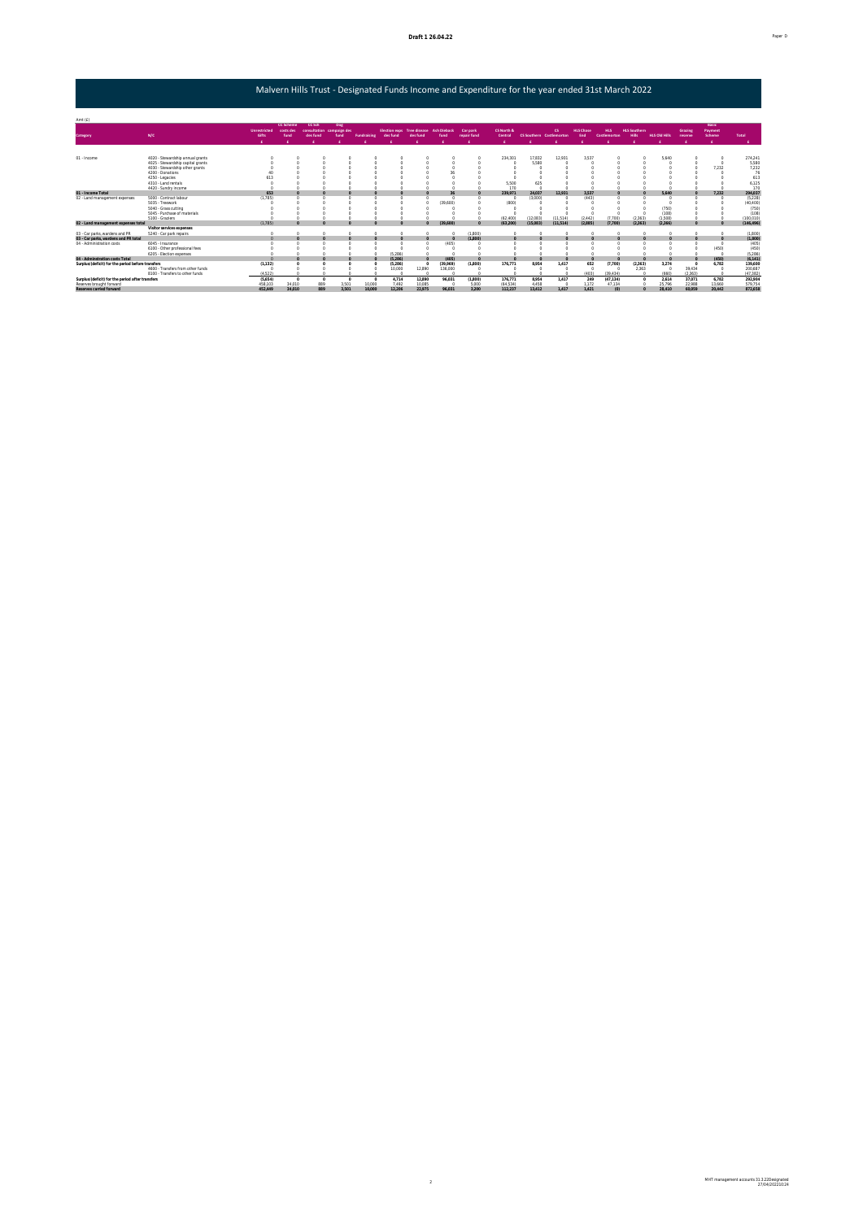# Malvern Hills Trust - Designated Funds Income and Expenditure for the year ended 31st March 2022

Amt (£)

| Category | N/C | Unrestricted Gifts | CC Scheme costs des fund | CC Sch consultation des fund | Dog campaign des fund | Fundraising | Election exps des fund | Tree disease des fund | Ash Dieback fund | Car park repair fund | CS North & Central | CS Southern | CS Castlemorton | MLS Chase End | HLS Castlemorton | HLS Southern Hills | HLS Old Hills | Grazing reserve | Basic Payment Scheme | Total |
|---|---|---|---|---|---|---|---|---|---|---|---|---|---|---|---|---|---|---|---|---|
| | | £ | £ | £ | £ | £ | £ | £ | £ | £ | £ | £ | £ | £ | £ | £ | £ | £ | £ | £ |
| 01 - Income | 4020 - Stewardship annual grants | 0 | 0 | 0 | 0 | 0 | 0 | 0 | 0 | 0 | 234,301 | 17,832 | 12,931 | 3,537 | 0 | 0 | 5,640 | 0 | 0 | 274,241 |
| | 4025 - Stewardship capital grants | 0 | 0 | 0 | 0 | 0 | 0 | 0 | 0 | 0 | 0 | 5,580 | 0 | 0 | 0 | 0 | 0 | 0 | 0 | 5,580 |
| | 4030 - Stewardship other grants | 0 | 0 | 0 | 0 | 0 | 0 | 0 | 0 | 0 | 0 | 0 | 0 | 0 | 0 | 0 | 0 | 0 | 7,232 | 7,232 |
| | 4200 - Donations | 40 | 0 | 0 | 0 | 0 | 0 | 0 | 36 | 0 | 0 | 0 | 0 | 0 | 0 | 0 | 0 | 0 | 0 | 76 |
| | 4250 - Legacies | 613 | 0 | 0 | 0 | 0 | 0 | 0 | 0 | 0 | 0 | 0 | 0 | 0 | 0 | 0 | 0 | 0 | 0 | 613 |
| | 4310 - Land rentals | 0 | 0 | 0 | 0 | 0 | 0 | 0 | 0 | 0 | 5,500 | 625 | 0 | 0 | 0 | 0 | 0 | 0 | 0 | 6,125 |
| | 4420 - Sundry income | 0 | 0 | 0 | 0 | 0 | 0 | 0 | 0 | 0 | 170 | 0 | 0 | 0 | 0 | 0 | 0 | 0 | 0 | 170 |
| **01 - Income Total** | | **653** | **0** | **0** | **0** | **0** | **0** | **0** | **36** | **0** | **239,971** | **24,037** | **12,931** | **3,537** | **0** | **0** | **5,640** | **0** | **7,232** | **294,037** |
| 02 - Land management expenses | 5000 - Contract labour | (1,785) | 0 | 0 | 0 | 0 | 0 | 0 | 0 | 0 | 0 | (3,000) | 0 | (443) | 0 | 0 | 0 | 0 | 0 | (5,228) |
| | 5035 - Treework | 0 | 0 | 0 | 0 | 0 | 0 | 0 | (39,600) | 0 | (800) | 0 | 0 | 0 | 0 | 0 | 0 | 0 | 0 | (40,400) |
| | 5040 - Grass cutting | 0 | 0 | 0 | 0 | 0 | 0 | 0 | 0 | 0 | 0 | 0 | 0 | 0 | 0 | 0 | (750) | 0 | 0 | (750) |
| | 5045 - Purchase of materials | 0 | 0 | 0 | 0 | 0 | 0 | 0 | 0 | 0 | 0 | 0 | 0 | 0 | 0 | 0 | (108) | 0 | 0 | (108) |
| | 5100 - Graziers | 0 | 0 | 0 | 0 | 0 | 0 | 0 | 0 | 0 | (62,400) | (12,083) | (11,514) | (2,442) | (7,700) | (2,363) | (1,508) | 0 | 0 | (100,010) |
| **02 - Land management expenses Total** | | **(1,785)** | **0** | **0** | **0** | **0** | **0** | **0** | **(39,600)** | **0** | **(63,200)** | **(15,083)** | **(11,514)** | **(2,885)** | **(7,700)** | **(2,363)** | **(2,366)** | **0** | **0** | **(146,496)** |
| | Visitor services expenses | | | | | | | | | | | | | | | | | | | |
| 03 - Car parks, wardens and PR | 5240 - Car park repairs | 0 | 0 | 0 | 0 | 0 | 0 | 0 | 0 | (1,800) | 0 | 0 | 0 | 0 | 0 | 0 | 0 | 0 | 0 | (1,800) |
| **03 - Car parks, wardens and PR Total** | | **0** | **0** | **0** | **0** | **0** | **0** | **0** | **0** | **(1,800)** | **0** | **0** | **0** | **0** | **0** | **0** | **0** | **0** | **0** | **(1,800)** |
| 04 - Administration costs | 6045 - Insurance | 0 | 0 | 0 | 0 | 0 | 0 | 0 | (405) | 0 | 0 | 0 | 0 | 0 | 0 | 0 | 0 | 0 | 0 | (405) |
| | 6100 - Other professional fees | 0 | 0 | 0 | 0 | 0 | 0 | 0 | 0 | 0 | 0 | 0 | 0 | 0 | 0 | 0 | 0 | 0 | (450) | (450) |
| | 6205 - Election expenses | 0 | 0 | 0 | 0 | 0 | (5,286) | 0 | 0 | 0 | 0 | 0 | 0 | 0 | 0 | 0 | 0 | 0 | 0 | (5,286) |
| **04 - Administration costs Total** | | **0** | **0** | **0** | **0** | **0** | **(5,286)** | **0** | **(405)** | **0** | **0** | **0** | **0** | **0** | **0** | **0** | **0** | **0** | **(450)** | **(6,141)** |
| **Surplus/(deficit) for the period before transfers** | | **(1,132)** | **0** | **0** | **0** | **0** | **(5,286)** | **0** | **(39,969)** | **(1,800)** | **176,771** | **8,954** | **1,417** | **652** | **(7,700)** | **(2,363)** | **3,274** | **0** | **6,782** | **139,600** |
| | 4600 - Transfers from other funds | 0 | 0 | 0 | 0 | 0 | 10,000 | 12,890 | 136,000 | 0 | 0 | 0 | 0 | 0 | 0 | 2,363 | 0 | 39,434 | 0 | 200,687 |
| | 8100 - Transfers to other funds | (4,522) | 0 | 0 | 0 | 0 | 0 | 0 | 0 | 0 | 0 | 0 | 0 | (403) | (39,434) | 0 | (660) | (2,363) | 0 | (47,382) |
| **Surplus/(deficit) for the period after transfers** | | **(5,654)** | **0** | **0** | **0** | **0** | **4,714** | **12,890** | **96,031** | **(1,800)** | **176,771** | **8,954** | **1,417** | **249** | **(47,134)** | **0** | **2,614** | **37,071** | **6,782** | **292,904** |
| Reserves brought forward | | 458,103 | 34,010 | 889 | 3,501 | 10,000 | 7,492 | 10,085 | 0 | 5,000 | (64,534) | 4,458 | 0 | 1,172 | 47,134 | 0 | 25,796 | 22,988 | 13,660 | 579,754 |
| **Reserves carried forward** | | **452,449** | **34,010** | **889** | **3,501** | **10,000** | **12,206** | **22,975** | **96,031** | **3,200** | **112,237** | **13,412** | **1,417** | **1,421** | **(0)** | **0** | **28,410** | **60,059** | **20,442** | **872,658** |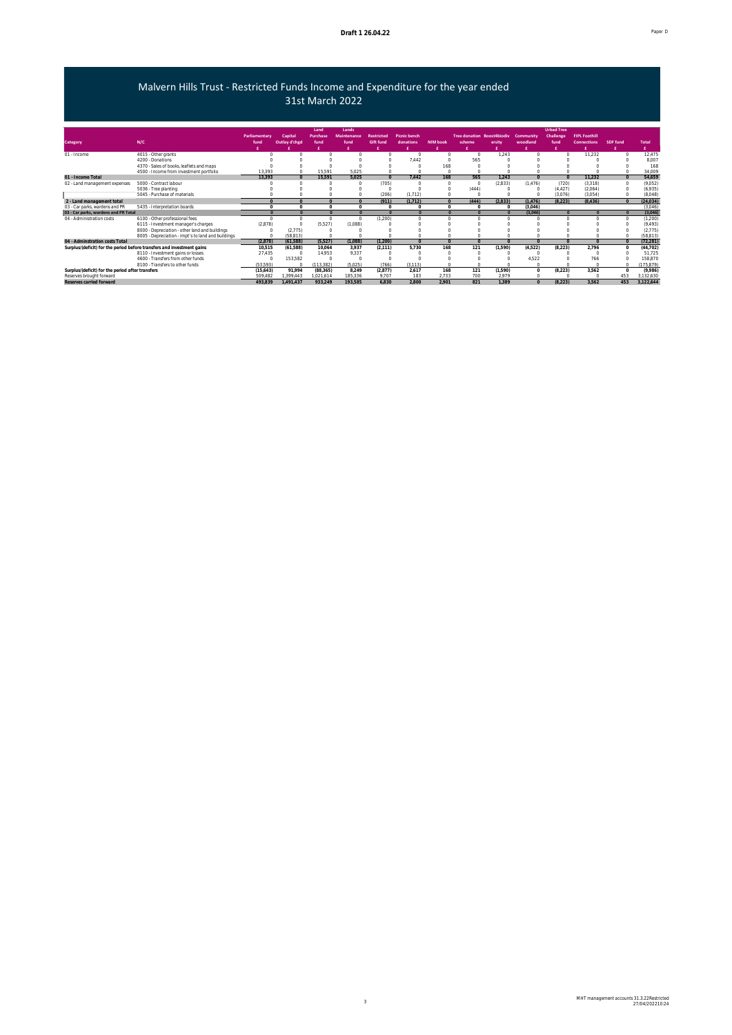Draft 1 26.04.22

Paper D

# Malvern Hills Trust - Restricted Funds Income and Expenditure for the year ended 31st March 2022

| Category | N/C | Parliamentary fund | Capital Outlay d'chgd | Land Purchase fund | Lands Maintenance fund | Restricted Gift fund | Picnic bench donations | NIM book | Tree donation scheme | Boost4biodiversity | Community woodland | Urban Tree Challenge fund | FIPL Foothill Connections | SDF fund | Total |
|---|---|---|---|---|---|---|---|---|---|---|---|---|---|---|---|
| | | £ | £ | £ | £ | £ | £ | £ | £ | £ | £ | £ | £ | £ | £ |
| 01 - Income | 4015 - Other grants | 0 | 0 | 0 | 0 | 0 | 0 | 0 | 0 | 1,243 | 0 | 0 | 11,232 | 0 | 12,475 |
| | 4200 - Donations | 0 | 0 | 0 | 0 | 0 | 7,442 | 0 | 565 | 0 | 0 | 0 | 0 | 0 | 8,007 |
| | 4370 - Sales of books, leaflets and maps | 0 | 0 | 0 | 0 | 0 | 0 | 168 | 0 | 0 | 0 | 0 | 0 | 0 | 168 |
| | 4500 - Income from investment portfolio | 13,393 | 0 | 15,591 | 5,025 | 0 | 0 | 0 | 0 | 0 | 0 | 0 | 0 | 0 | 34,009 |
| **01 - Income Total** | | **13,393** | **0** | **15,591** | **5,025** | **0** | **7,442** | **168** | **565** | **1,243** | **0** | **0** | **11,232** | **0** | **54,659** |
| 02 - Land management expenses | 5000 - Contract labour | 0 | 0 | 0 | 0 | (705) | 0 | 0 | 0 | (2,833) | (1,476) | (720) | (3,318) | 0 | (9,052) |
| | 5036 - Tree planting | 0 | 0 | 0 | 0 | 0 | 0 | 0 | (444) | 0 | 0 | (4,427) | (2,064) | 0 | (6,935) |
| | 5045 - Purchase of materials | 0 | 0 | 0 | 0 | (206) | (1,712) | 0 | 0 | 0 | 0 | (3,076) | (3,054) | 0 | (8,048) |
| **2 - Land management total** | | **0** | **0** | **0** | **0** | **(911)** | **(1,712)** | **0** | **(444)** | **(2,833)** | **(1,476)** | **(8,223)** | **(8,436)** | **0** | **(24,034)** |
| 03 - Car parks, wardens and PR | 5435 - Interpretation boards | 0 | 0 | 0 | 0 | 0 | 0 | 0 | 0 | 0 | (3,046) | | | | (3,046) |
| **03 - Car parks, wardens and PR Total** | | **0** | **0** | **0** | **0** | **0** | **0** | **0** | **0** | **0** | **(3,046)** | **0** | **0** | **0** | **(3,046)** |
| 04 - Administration costs | 6100 - Other professional fees | 0 | 0 | 0 | 0 | (1,200) | 0 | 0 | 0 | 0 | 0 | 0 | 0 | 0 | (1,200) |
| | 6115 - Investment manager's charges | (2,878) | 0 | (5,527) | (1,088) | 0 | 0 | 0 | 0 | 0 | 0 | 0 | 0 | 0 | (9,493) |
| | 8000 - Depreciation - other land and buildings | 0 | (2,775) | 0 | 0 | 0 | 0 | 0 | 0 | 0 | 0 | 0 | 0 | 0 | (2,775) |
| | 8005 - Depreciation - impt's to land and buildings | 0 | (58,813) | 0 | 0 | 0 | 0 | 0 | 0 | 0 | 0 | 0 | 0 | 0 | (58,813) |
| **04 - Adminstration costs Total** | | **(2,878)** | **(61,588)** | **(5,527)** | **(1,088)** | **(1,200)** | **0** | **0** | **0** | **0** | **0** | **0** | **0** | **0** | **(72,281)** |
| **Surplus/(deficit) for the period before transfers and investment gains** | | **10,515** | **(61,588)** | **10,064** | **3,937** | **(2,111)** | **5,730** | **168** | **121** | **(1,590)** | **(4,522)** | **(8,223)** | **2,796** | **0** | **(44,702)** |
| | 8110 - Investment gains or losses | 27,435 | 0 | 14,953 | 9,337 | 0 | 0 | 0 | 0 | 0 | 0 | 0 | 0 | 0 | 51,725 |
| | 4600 - Transfers from other funds | 0 | 153,582 | 0 | 0 | 0 | 0 | 0 | 0 | 0 | 4,522 | 0 | 766 | 0 | 158,870 |
| | 8100 - Transfers to other funds | (53,593) | 0 | (113,382) | (5,025) | (766) | (3,113) | 0 | 0 | 0 | 0 | 0 | 0 | 0 | (175,879) |
| **Surplus/(deficit) for the period after transfers** | | **(15,643)** | **91,994** | **(88,365)** | **8,249** | **(2,877)** | **2,617** | **168** | **121** | **(1,590)** | **0** | **(8,223)** | **3,562** | **0** | **(9,986)** |
| Reserves brought forward | | 509,482 | 1,399,443 | 1,021,614 | 185,336 | 9,707 | 183 | 2,733 | 700 | 2,979 | 0 | 0 | 0 | 453 | 3,132,630 |
| **Reserves carried forward** | | **493,839** | **1,491,437** | **933,249** | **193,585** | **6,830** | **2,800** | **2,901** | **821** | **1,389** | **0** | **(8,223)** | **3,562** | **453** | **3,122,644** |

MHT management accounts 31.3.22Restricted
27/04/202210:24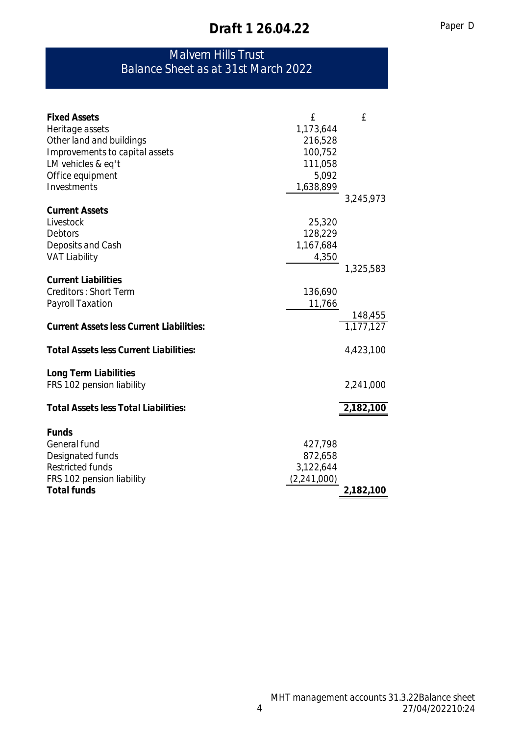# Draft 1 26.04.22

Paper D

## Malvern Hills Trust
## Balance Sheet as at 31st March 2022

| | £ | £ |
|---|---|---|
| **Fixed Assets** | | |
| Heritage assets | 1,173,644 | |
| Other land and buildings | 216,528 | |
| Improvements to capital assets | 100,752 | |
| LM vehicles & eq't | 111,058 | |
| Office equipment | 5,092 | |
| Investments | 1,638,899 | |
| | | 3,245,973 |
| **Current Assets** | | |
| Livestock | 25,320 | |
| Debtors | 128,229 | |
| Deposits and Cash | 1,167,684 | |
| VAT Liability | 4,350 | |
| | | 1,325,583 |
| **Current Liabilities** | | |
| Creditors : Short Term | 136,690 | |
| Payroll Taxation | 11,766 | |
| | | 148,455 |
| **Current Assets less Current Liabilities:** | | 1,177,127 |
| **Total Assets less Current Liabilities:** | | 4,423,100 |
| **Long Term Liabilities** | | |
| FRS 102 pension liability | | 2,241,000 |
| **Total Assets less Total Liabilities:** | | **2,182,100** |
| **Funds** | | |
| General fund | 427,798 | |
| Designated funds | 872,658 | |
| Restricted funds | 3,122,644 | |
| FRS 102 pension liability | (2,241,000) | |
| **Total funds** | | **2,182,100** |

MHT management accounts 31.3.22Balance sheet
27/04/202210:24